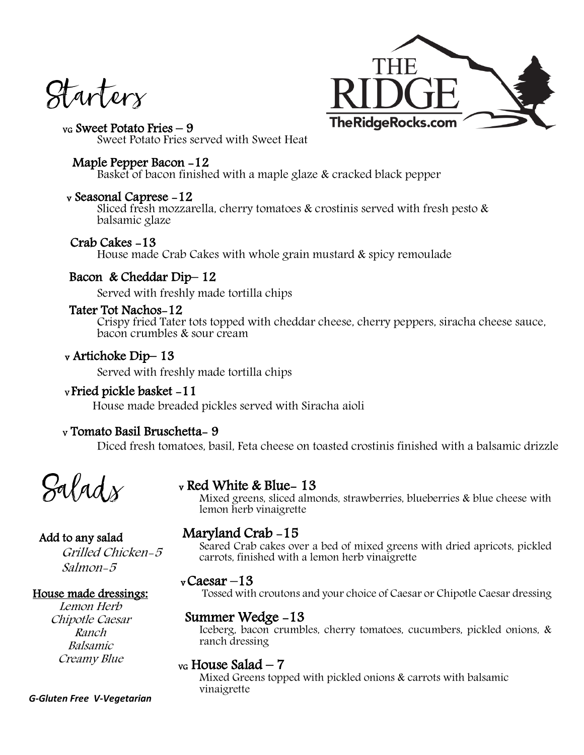# Starters

THE RIDGE
TheRidgeRocks.com

**VG Sweet Potato Fries – 9**
Sweet Potato Fries served with Sweet Heat

**Maple Pepper Bacon -12**
Basket of bacon finished with a maple glaze & cracked black pepper

**V Seasonal Caprese -12**
Sliced fresh mozzarella, cherry tomatoes & crostinis served with fresh pesto & balsamic glaze

**Crab Cakes -13**
House made Crab Cakes with whole grain mustard & spicy remoulade

**Bacon & Cheddar Dip– 12**
Served with freshly made tortilla chips

**Tater Tot Nachos-12**
Crispy fried Tater tots topped with cheddar cheese, cherry peppers, siracha cheese sauce, bacon crumbles & sour cream

**V Artichoke Dip– 13**
Served with freshly made tortilla chips

**V Fried pickle basket -11**
House made breaded pickles served with Siracha aioli

**V Tomato Basil Bruschetta- 9**
Diced fresh tomatoes, basil, Feta cheese on toasted crostinis finished with a balsamic drizzle

# Salads

**V Red White & Blue- 13**
Mixed greens, sliced almonds, strawberries, blueberries & blue cheese with lemon herb vinaigrette

**Maryland Crab -15**
Seared Crab cakes over a bed of mixed greens with dried apricots, pickled carrots, finished with a lemon herb vinaigrette

**V Caesar –13**
Tossed with croutons and your choice of Caesar or Chipotle Caesar dressing

**Summer Wedge -13**
Iceberg, bacon crumbles, cherry tomatoes, cucumbers, pickled onions, & ranch dressing

**VG House Salad – 7**
Mixed Greens topped with pickled onions & carrots with balsamic vinaigrette

**Add to any salad**
*Grilled Chicken-5*
*Salmon-5*

**House made dressings:**
*Lemon Herb*
*Chipotle Caesar*
*Ranch*
*Balsamic*
*Creamy Blue*

***G-Gluten Free V-Vegetarian***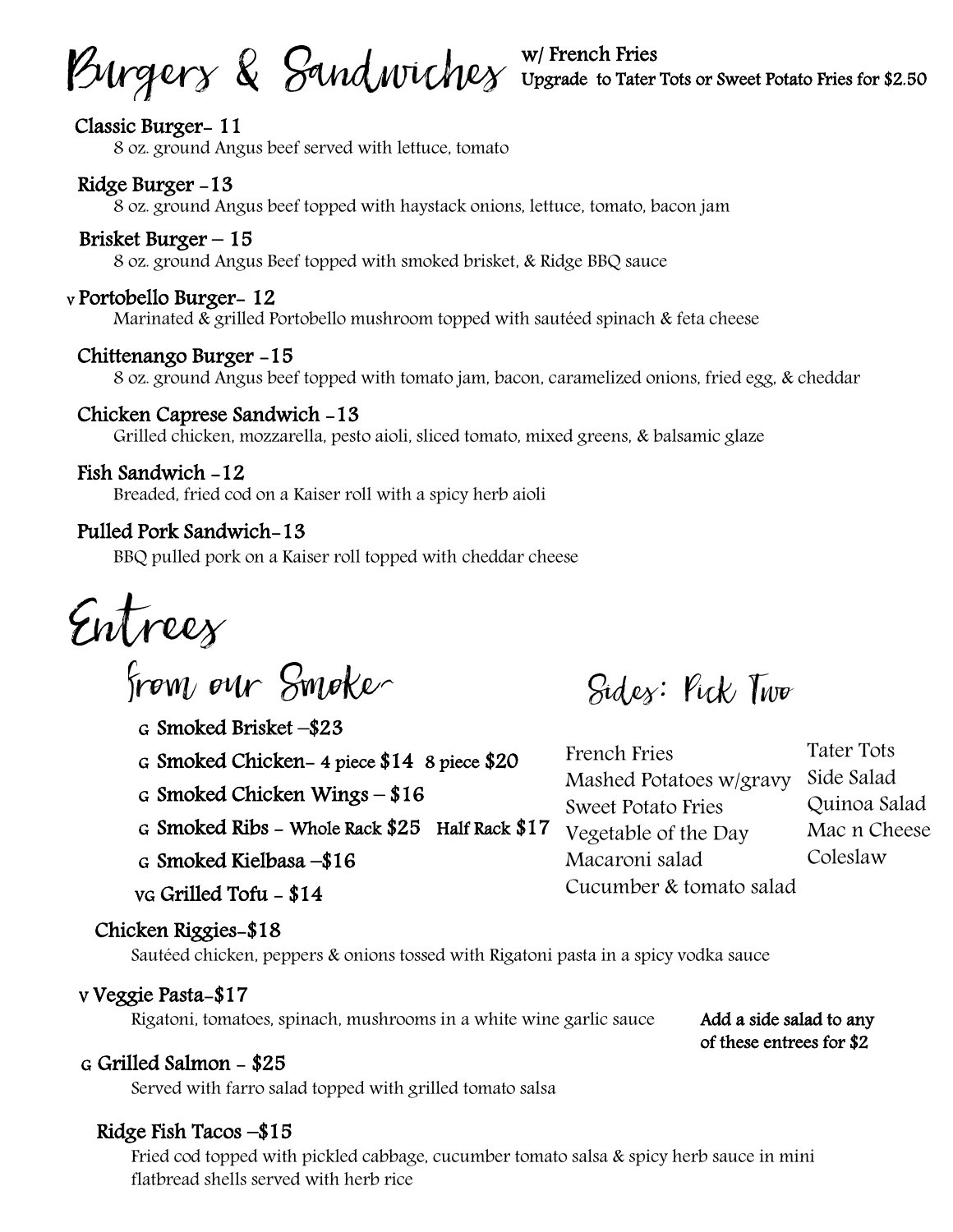# Burgers & Sandwiches

**w/ French Fries**
**Upgrade to Tater Tots or Sweet Potato Fries for $2.50**

**Classic Burger- 11**
8 oz. ground Angus beef served with lettuce, tomato

**Ridge Burger -13**
8 oz. ground Angus beef topped with haystack onions, lettuce, tomato, bacon jam

**Brisket Burger – 15**
8 oz. ground Angus Beef topped with smoked brisket, & Ridge BBQ sauce

v **Portobello Burger- 12**
Marinated & grilled Portobello mushroom topped with sautéed spinach & feta cheese

**Chittenango Burger -15**
8 oz. ground Angus beef topped with tomato jam, bacon, caramelized onions, fried egg, & cheddar

**Chicken Caprese Sandwich -13**
Grilled chicken, mozzarella, pesto aioli, sliced tomato, mixed greens, & balsamic glaze

**Fish Sandwich -12**
Breaded, fried cod on a Kaiser roll with a spicy herb aioli

**Pulled Pork Sandwich-13**
BBQ pulled pork on a Kaiser roll topped with cheddar cheese

# Entrees

## from our Smoke

- G **Smoked Brisket –$23**
- G **Smoked Chicken- 4 piece $14 8 piece $20**
- G **Smoked Chicken Wings – $16**
- G **Smoked Ribs - Whole Rack $25 Half Rack $17**
- G **Smoked Kielbasa –$16**
- VG **Grilled Tofu - $14**

## Sides: Pick Two

- French Fries
- Mashed Potatoes w/gravy
- Sweet Potato Fries
- Vegetable of the Day
- Macaroni salad
- Cucumber & tomato salad
- Tater Tots
- Side Salad
- Quinoa Salad
- Mac n Cheese
- Coleslaw

**Chicken Riggies-$18**
Sautéed chicken, peppers & onions tossed with Rigatoni pasta in a spicy vodka sauce

v **Veggie Pasta-$17**
Rigatoni, tomatoes, spinach, mushrooms in a white wine garlic sauce

**Add a side salad to any of these entrees for $2**

G **Grilled Salmon - $25**
Served with farro salad topped with grilled tomato salsa

**Ridge Fish Tacos –$15**
Fried cod topped with pickled cabbage, cucumber tomato salsa & spicy herb sauce in mini flatbread shells served with herb rice